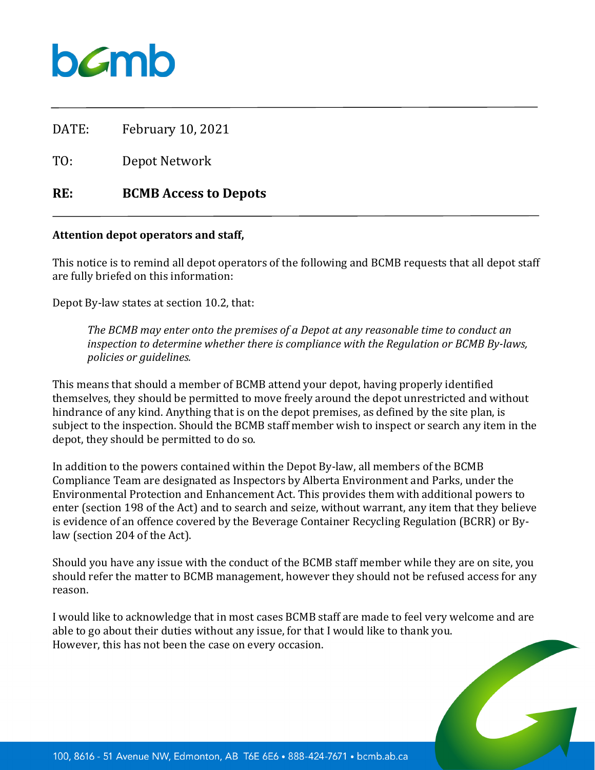DATE: February 10, 2021

TO: Depot Network

**RE: BCMB Access to Depots**

**Attention depot operators and staff,**

This notice is to remind all depot operators of the following and BCMB requests that all depot staff are fully briefed on this information:

Depot By-law states at section 10.2, that:

> *The BCMB may enter onto the premises of a Depot at any reasonable time to conduct an inspection to determine whether there is compliance with the Regulation or BCMB By-laws, policies or guidelines.*

This means that should a member of BCMB attend your depot, having properly identified themselves, they should be permitted to move freely around the depot unrestricted and without hindrance of any kind. Anything that is on the depot premises, as defined by the site plan, is subject to the inspection. Should the BCMB staff member wish to inspect or search any item in the depot, they should be permitted to do so.

In addition to the powers contained within the Depot By-law, all members of the BCMB Compliance Team are designated as Inspectors by Alberta Environment and Parks, under the Environmental Protection and Enhancement Act. This provides them with additional powers to enter (section 198 of the Act) and to search and seize, without warrant, any item that they believe is evidence of an offence covered by the Beverage Container Recycling Regulation (BCRR) or By-law (section 204 of the Act).

Should you have any issue with the conduct of the BCMB staff member while they are on site, you should refer the matter to BCMB management, however they should not be refused access for any reason.

I would like to acknowledge that in most cases BCMB staff are made to feel very welcome and are able to go about their duties without any issue, for that I would like to thank you.
However, this has not been the case on every occasion.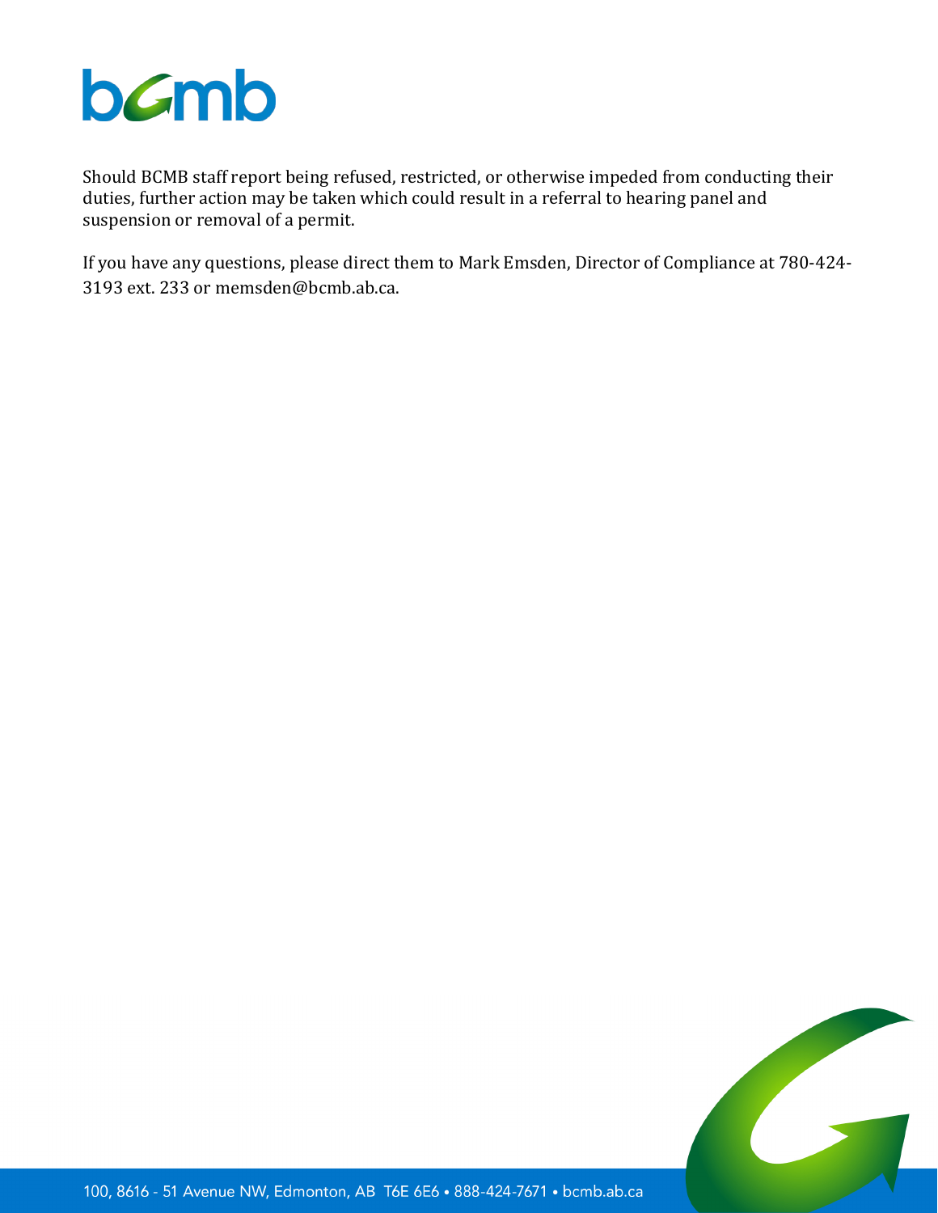Should BCMB staff report being refused, restricted, or otherwise impeded from conducting their duties, further action may be taken which could result in a referral to hearing panel and suspension or removal of a permit.

If you have any questions, please direct them to Mark Emsden, Director of Compliance at 780-424-3193 ext. 233 or memsden@bcmb.ab.ca.